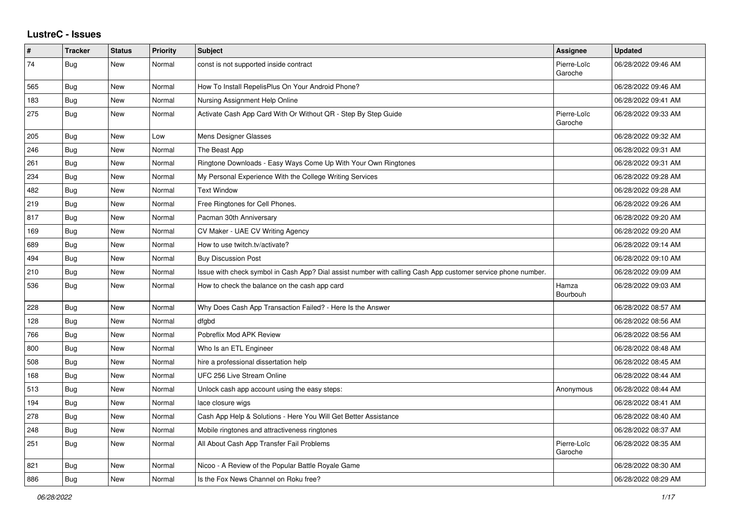## LustreC - Issues

| # | Tracker | Status | Priority | Subject | Assignee | Updated |
|---|---|---|---|---|---|---|
| 74 | Bug | New | Normal | const is not supported inside contract | Pierre-Loïc Garoche | 06/28/2022 09:46 AM |
| 565 | Bug | New | Normal | How To Install RepelisPlus On Your Android Phone? | | 06/28/2022 09:46 AM |
| 183 | Bug | New | Normal | Nursing Assignment Help Online | | 06/28/2022 09:41 AM |
| 275 | Bug | New | Normal | Activate Cash App Card With Or Without QR - Step By Step Guide | Pierre-Loïc Garoche | 06/28/2022 09:33 AM |
| 205 | Bug | New | Low | Mens Designer Glasses | | 06/28/2022 09:32 AM |
| 246 | Bug | New | Normal | The Beast App | | 06/28/2022 09:31 AM |
| 261 | Bug | New | Normal | Ringtone Downloads - Easy Ways Come Up With Your Own Ringtones | | 06/28/2022 09:31 AM |
| 234 | Bug | New | Normal | My Personal Experience With the College Writing Services | | 06/28/2022 09:28 AM |
| 482 | Bug | New | Normal | Text Window | | 06/28/2022 09:28 AM |
| 219 | Bug | New | Normal | Free Ringtones for Cell Phones. | | 06/28/2022 09:26 AM |
| 817 | Bug | New | Normal | Pacman 30th Anniversary | | 06/28/2022 09:20 AM |
| 169 | Bug | New | Normal | CV Maker - UAE CV Writing Agency | | 06/28/2022 09:20 AM |
| 689 | Bug | New | Normal | How to use twitch.tv/activate? | | 06/28/2022 09:14 AM |
| 494 | Bug | New | Normal | Buy Discussion Post | | 06/28/2022 09:10 AM |
| 210 | Bug | New | Normal | Issue with check symbol in Cash App? Dial assist number with calling Cash App customer service phone number. | | 06/28/2022 09:09 AM |
| 536 | Bug | New | Normal | How to check the balance on the cash app card | Hamza Bourbouh | 06/28/2022 09:03 AM |
| 228 | Bug | New | Normal | Why Does Cash App Transaction Failed? - Here Is the Answer | | 06/28/2022 08:57 AM |
| 128 | Bug | New | Normal | dfgbd | | 06/28/2022 08:56 AM |
| 766 | Bug | New | Normal | Pobreflix Mod APK Review | | 06/28/2022 08:56 AM |
| 800 | Bug | New | Normal | Who Is an ETL Engineer | | 06/28/2022 08:48 AM |
| 508 | Bug | New | Normal | hire a professional dissertation help | | 06/28/2022 08:45 AM |
| 168 | Bug | New | Normal | UFC 256 Live Stream Online | | 06/28/2022 08:44 AM |
| 513 | Bug | New | Normal | Unlock cash app account using the easy steps: | Anonymous | 06/28/2022 08:44 AM |
| 194 | Bug | New | Normal | lace closure wigs | | 06/28/2022 08:41 AM |
| 278 | Bug | New | Normal | Cash App Help & Solutions - Here You Will Get Better Assistance | | 06/28/2022 08:40 AM |
| 248 | Bug | New | Normal | Mobile ringtones and attractiveness ringtones | | 06/28/2022 08:37 AM |
| 251 | Bug | New | Normal | All About Cash App Transfer Fail Problems | Pierre-Loïc Garoche | 06/28/2022 08:35 AM |
| 821 | Bug | New | Normal | Nicoo - A Review of the Popular Battle Royale Game | | 06/28/2022 08:30 AM |
| 886 | Bug | New | Normal | Is the Fox News Channel on Roku free? | | 06/28/2022 08:29 AM |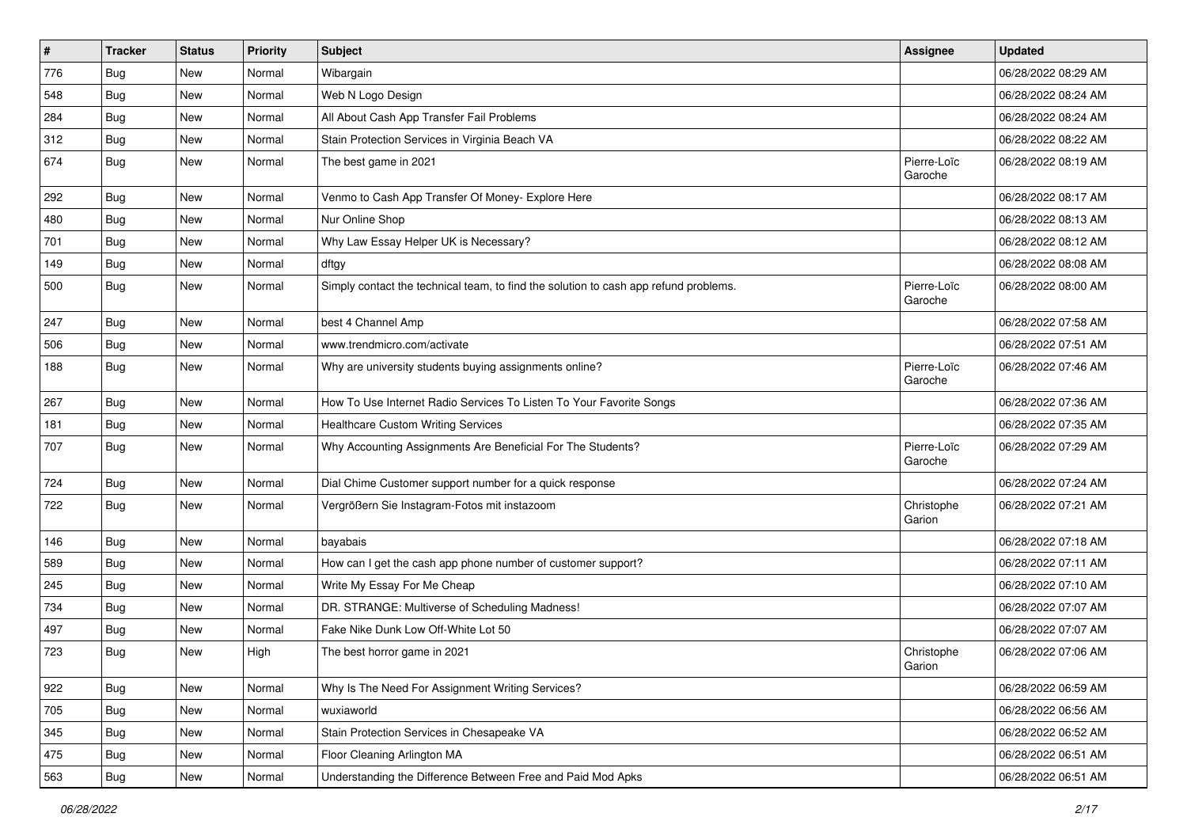| # | Tracker | Status | Priority | Subject | Assignee | Updated |
|---|---|---|---|---|---|---|
| 776 | Bug | New | Normal | Wibargain | | 06/28/2022 08:29 AM |
| 548 | Bug | New | Normal | Web N Logo Design | | 06/28/2022 08:24 AM |
| 284 | Bug | New | Normal | All About Cash App Transfer Fail Problems | | 06/28/2022 08:24 AM |
| 312 | Bug | New | Normal | Stain Protection Services in Virginia Beach VA | | 06/28/2022 08:22 AM |
| 674 | Bug | New | Normal | The best game in 2021 | Pierre-Loïc Garoche | 06/28/2022 08:19 AM |
| 292 | Bug | New | Normal | Venmo to Cash App Transfer Of Money- Explore Here | | 06/28/2022 08:17 AM |
| 480 | Bug | New | Normal | Nur Online Shop | | 06/28/2022 08:13 AM |
| 701 | Bug | New | Normal | Why Law Essay Helper UK is Necessary? | | 06/28/2022 08:12 AM |
| 149 | Bug | New | Normal | dftgy | | 06/28/2022 08:08 AM |
| 500 | Bug | New | Normal | Simply contact the technical team, to find the solution to cash app refund problems. | Pierre-Loïc Garoche | 06/28/2022 08:00 AM |
| 247 | Bug | New | Normal | best 4 Channel Amp | | 06/28/2022 07:58 AM |
| 506 | Bug | New | Normal | www.trendmicro.com/activate | | 06/28/2022 07:51 AM |
| 188 | Bug | New | Normal | Why are university students buying assignments online? | Pierre-Loïc Garoche | 06/28/2022 07:46 AM |
| 267 | Bug | New | Normal | How To Use Internet Radio Services To Listen To Your Favorite Songs | | 06/28/2022 07:36 AM |
| 181 | Bug | New | Normal | Healthcare Custom Writing Services | | 06/28/2022 07:35 AM |
| 707 | Bug | New | Normal | Why Accounting Assignments Are Beneficial For The Students? | Pierre-Loïc Garoche | 06/28/2022 07:29 AM |
| 724 | Bug | New | Normal | Dial Chime Customer support number for a quick response | | 06/28/2022 07:24 AM |
| 722 | Bug | New | Normal | Vergrößern Sie Instagram-Fotos mit instazoom | Christophe Garion | 06/28/2022 07:21 AM |
| 146 | Bug | New | Normal | bayabais | | 06/28/2022 07:18 AM |
| 589 | Bug | New | Normal | How can I get the cash app phone number of customer support? | | 06/28/2022 07:11 AM |
| 245 | Bug | New | Normal | Write My Essay For Me Cheap | | 06/28/2022 07:10 AM |
| 734 | Bug | New | Normal | DR. STRANGE: Multiverse of Scheduling Madness! | | 06/28/2022 07:07 AM |
| 497 | Bug | New | Normal | Fake Nike Dunk Low Off-White Lot 50 | | 06/28/2022 07:07 AM |
| 723 | Bug | New | High | The best horror game in 2021 | Christophe Garion | 06/28/2022 07:06 AM |
| 922 | Bug | New | Normal | Why Is The Need For Assignment Writing Services? | | 06/28/2022 06:59 AM |
| 705 | Bug | New | Normal | wuxiaworld | | 06/28/2022 06:56 AM |
| 345 | Bug | New | Normal | Stain Protection Services in Chesapeake VA | | 06/28/2022 06:52 AM |
| 475 | Bug | New | Normal | Floor Cleaning Arlington MA | | 06/28/2022 06:51 AM |
| 563 | Bug | New | Normal | Understanding the Difference Between Free and Paid Mod Apks | | 06/28/2022 06:51 AM |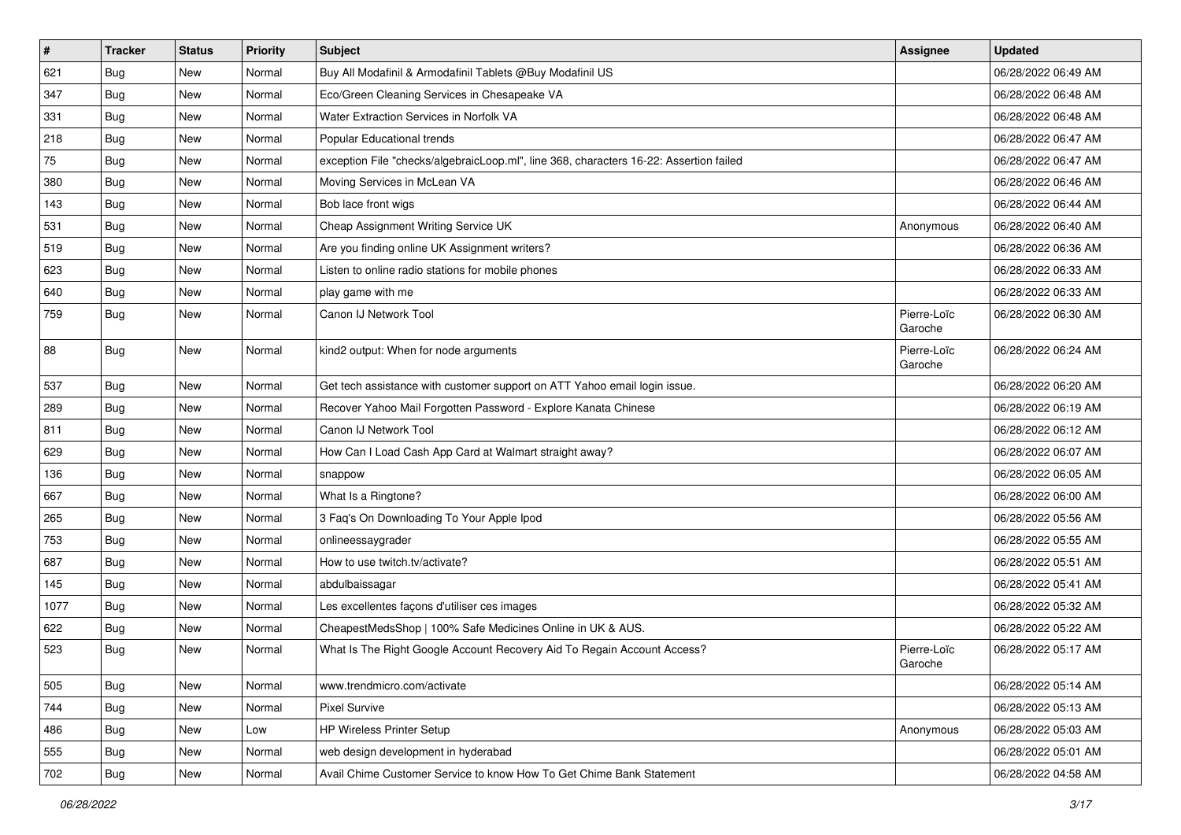| # | Tracker | Status | Priority | Subject | Assignee | Updated |
|---|---|---|---|---|---|---|
| 621 | Bug | New | Normal | Buy All Modafinil & Armodafinil Tablets @Buy Modafinil US | | 06/28/2022 06:49 AM |
| 347 | Bug | New | Normal | Eco/Green Cleaning Services in Chesapeake VA | | 06/28/2022 06:48 AM |
| 331 | Bug | New | Normal | Water Extraction Services in Norfolk VA | | 06/28/2022 06:48 AM |
| 218 | Bug | New | Normal | Popular Educational trends | | 06/28/2022 06:47 AM |
| 75 | Bug | New | Normal | exception File "checks/algebraicLoop.ml", line 368, characters 16-22: Assertion failed | | 06/28/2022 06:47 AM |
| 380 | Bug | New | Normal | Moving Services in McLean VA | | 06/28/2022 06:46 AM |
| 143 | Bug | New | Normal | Bob lace front wigs | | 06/28/2022 06:44 AM |
| 531 | Bug | New | Normal | Cheap Assignment Writing Service UK | Anonymous | 06/28/2022 06:40 AM |
| 519 | Bug | New | Normal | Are you finding online UK Assignment writers? | | 06/28/2022 06:36 AM |
| 623 | Bug | New | Normal | Listen to online radio stations for mobile phones | | 06/28/2022 06:33 AM |
| 640 | Bug | New | Normal | play game with me | | 06/28/2022 06:33 AM |
| 759 | Bug | New | Normal | Canon IJ Network Tool | Pierre-Loïc Garoche | 06/28/2022 06:30 AM |
| 88 | Bug | New | Normal | kind2 output: When for node arguments | Pierre-Loïc Garoche | 06/28/2022 06:24 AM |
| 537 | Bug | New | Normal | Get tech assistance with customer support on ATT Yahoo email login issue. | | 06/28/2022 06:20 AM |
| 289 | Bug | New | Normal | Recover Yahoo Mail Forgotten Password - Explore Kanata Chinese | | 06/28/2022 06:19 AM |
| 811 | Bug | New | Normal | Canon IJ Network Tool | | 06/28/2022 06:12 AM |
| 629 | Bug | New | Normal | How Can I Load Cash App Card at Walmart straight away? | | 06/28/2022 06:07 AM |
| 136 | Bug | New | Normal | snappow | | 06/28/2022 06:05 AM |
| 667 | Bug | New | Normal | What Is a Ringtone? | | 06/28/2022 06:00 AM |
| 265 | Bug | New | Normal | 3 Faq's On Downloading To Your Apple Ipod | | 06/28/2022 05:56 AM |
| 753 | Bug | New | Normal | onlineessaygrader | | 06/28/2022 05:55 AM |
| 687 | Bug | New | Normal | How to use twitch.tv/activate? | | 06/28/2022 05:51 AM |
| 145 | Bug | New | Normal | abdulbaissagar | | 06/28/2022 05:41 AM |
| 1077 | Bug | New | Normal | Les excellentes façons d'utiliser ces images | | 06/28/2022 05:32 AM |
| 622 | Bug | New | Normal | CheapestMedsShop \| 100% Safe Medicines Online in UK & AUS. | | 06/28/2022 05:22 AM |
| 523 | Bug | New | Normal | What Is The Right Google Account Recovery Aid To Regain Account Access? | Pierre-Loïc Garoche | 06/28/2022 05:17 AM |
| 505 | Bug | New | Normal | www.trendmicro.com/activate | | 06/28/2022 05:14 AM |
| 744 | Bug | New | Normal | Pixel Survive | | 06/28/2022 05:13 AM |
| 486 | Bug | New | Low | HP Wireless Printer Setup | Anonymous | 06/28/2022 05:03 AM |
| 555 | Bug | New | Normal | web design development in hyderabad | | 06/28/2022 05:01 AM |
| 702 | Bug | New | Normal | Avail Chime Customer Service to know How To Get Chime Bank Statement | | 06/28/2022 04:58 AM |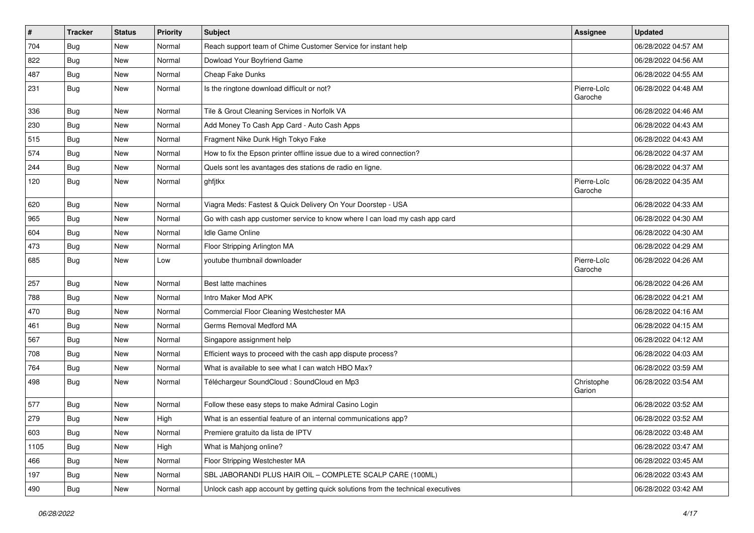| # | Tracker | Status | Priority | Subject | Assignee | Updated |
|---|---|---|---|---|---|---|
| 704 | Bug | New | Normal | Reach support team of Chime Customer Service for instant help | | 06/28/2022 04:57 AM |
| 822 | Bug | New | Normal | Dowload Your Boyfriend Game | | 06/28/2022 04:56 AM |
| 487 | Bug | New | Normal | Cheap Fake Dunks | | 06/28/2022 04:55 AM |
| 231 | Bug | New | Normal | Is the ringtone download difficult or not? | Pierre-Loïc Garoche | 06/28/2022 04:48 AM |
| 336 | Bug | New | Normal | Tile & Grout Cleaning Services in Norfolk VA | | 06/28/2022 04:46 AM |
| 230 | Bug | New | Normal | Add Money To Cash App Card - Auto Cash Apps | | 06/28/2022 04:43 AM |
| 515 | Bug | New | Normal | Fragment Nike Dunk High Tokyo Fake | | 06/28/2022 04:43 AM |
| 574 | Bug | New | Normal | How to fix the Epson printer offline issue due to a wired connection? | | 06/28/2022 04:37 AM |
| 244 | Bug | New | Normal | Quels sont les avantages des stations de radio en ligne. | | 06/28/2022 04:37 AM |
| 120 | Bug | New | Normal | ghfjtkx | Pierre-Loïc Garoche | 06/28/2022 04:35 AM |
| 620 | Bug | New | Normal | Viagra Meds: Fastest & Quick Delivery On Your Doorstep - USA | | 06/28/2022 04:33 AM |
| 965 | Bug | New | Normal | Go with cash app customer service to know where I can load my cash app card | | 06/28/2022 04:30 AM |
| 604 | Bug | New | Normal | Idle Game Online | | 06/28/2022 04:30 AM |
| 473 | Bug | New | Normal | Floor Stripping Arlington MA | | 06/28/2022 04:29 AM |
| 685 | Bug | New | Low | youtube thumbnail downloader | Pierre-Loïc Garoche | 06/28/2022 04:26 AM |
| 257 | Bug | New | Normal | Best latte machines | | 06/28/2022 04:26 AM |
| 788 | Bug | New | Normal | Intro Maker Mod APK | | 06/28/2022 04:21 AM |
| 470 | Bug | New | Normal | Commercial Floor Cleaning Westchester MA | | 06/28/2022 04:16 AM |
| 461 | Bug | New | Normal | Germs Removal Medford MA | | 06/28/2022 04:15 AM |
| 567 | Bug | New | Normal | Singapore assignment help | | 06/28/2022 04:12 AM |
| 708 | Bug | New | Normal | Efficient ways to proceed with the cash app dispute process? | | 06/28/2022 04:03 AM |
| 764 | Bug | New | Normal | What is available to see what I can watch HBO Max? | | 06/28/2022 03:59 AM |
| 498 | Bug | New | Normal | Téléchargeur SoundCloud : SoundCloud en Mp3 | Christophe Garion | 06/28/2022 03:54 AM |
| 577 | Bug | New | Normal | Follow these easy steps to make Admiral Casino Login | | 06/28/2022 03:52 AM |
| 279 | Bug | New | High | What is an essential feature of an internal communications app? | | 06/28/2022 03:52 AM |
| 603 | Bug | New | Normal | Premiere gratuito da lista de IPTV | | 06/28/2022 03:48 AM |
| 1105 | Bug | New | High | What is Mahjong online? | | 06/28/2022 03:47 AM |
| 466 | Bug | New | Normal | Floor Stripping Westchester MA | | 06/28/2022 03:45 AM |
| 197 | Bug | New | Normal | SBL JABORANDI PLUS HAIR OIL – COMPLETE SCALP CARE (100ML) | | 06/28/2022 03:43 AM |
| 490 | Bug | New | Normal | Unlock cash app account by getting quick solutions from the technical executives | | 06/28/2022 03:42 AM |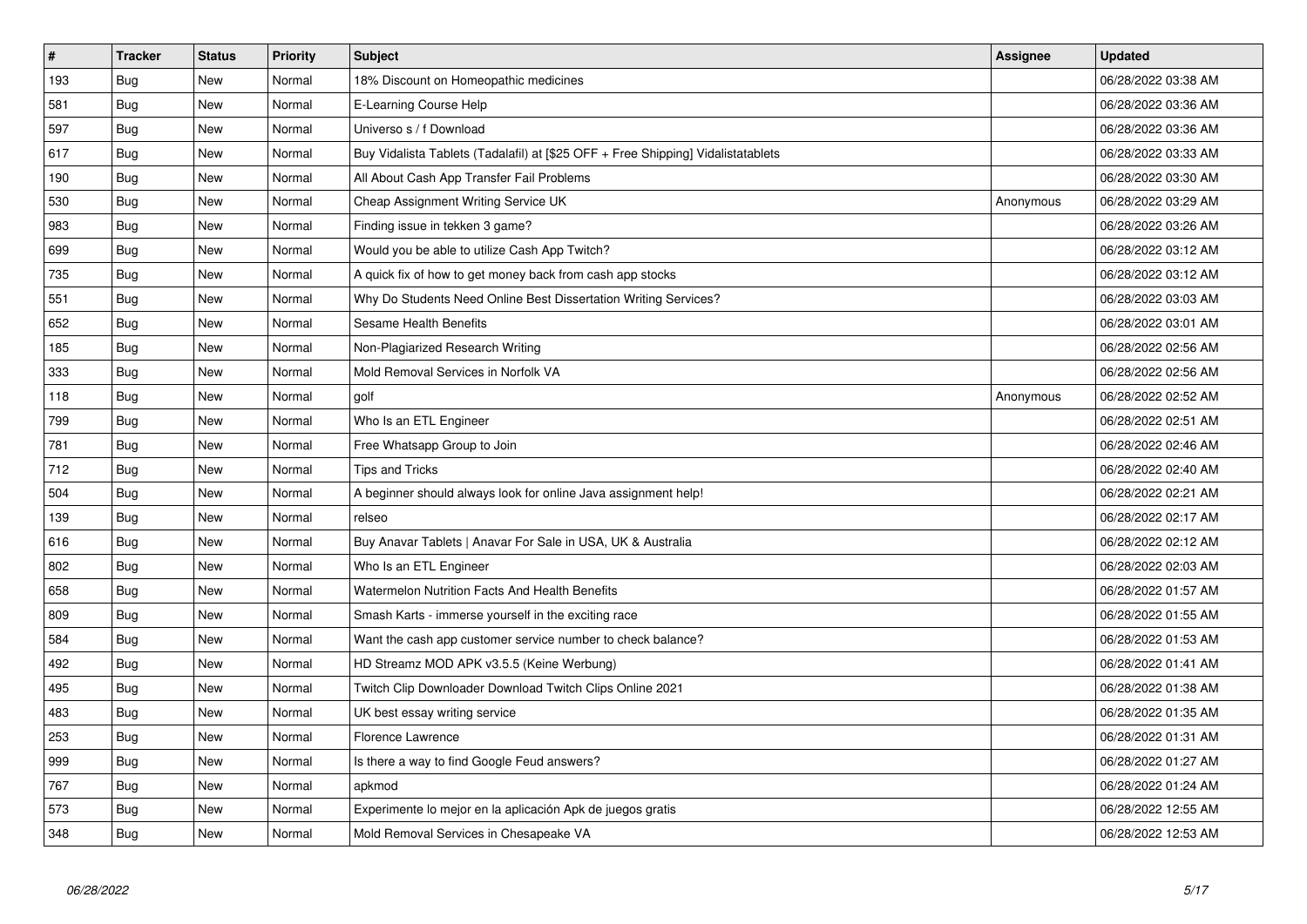| # | Tracker | Status | Priority | Subject | Assignee | Updated |
|---|---|---|---|---|---|---|
| 193 | Bug | New | Normal | 18% Discount on Homeopathic medicines | | 06/28/2022 03:38 AM |
| 581 | Bug | New | Normal | E-Learning Course Help | | 06/28/2022 03:36 AM |
| 597 | Bug | New | Normal | Universo s / f Download | | 06/28/2022 03:36 AM |
| 617 | Bug | New | Normal | Buy Vidalista Tablets (Tadalafil) at [$25 OFF + Free Shipping] Vidalistatablets | | 06/28/2022 03:33 AM |
| 190 | Bug | New | Normal | All About Cash App Transfer Fail Problems | | 06/28/2022 03:30 AM |
| 530 | Bug | New | Normal | Cheap Assignment Writing Service UK | Anonymous | 06/28/2022 03:29 AM |
| 983 | Bug | New | Normal | Finding issue in tekken 3 game? | | 06/28/2022 03:26 AM |
| 699 | Bug | New | Normal | Would you be able to utilize Cash App Twitch? | | 06/28/2022 03:12 AM |
| 735 | Bug | New | Normal | A quick fix of how to get money back from cash app stocks | | 06/28/2022 03:12 AM |
| 551 | Bug | New | Normal | Why Do Students Need Online Best Dissertation Writing Services? | | 06/28/2022 03:03 AM |
| 652 | Bug | New | Normal | Sesame Health Benefits | | 06/28/2022 03:01 AM |
| 185 | Bug | New | Normal | Non-Plagiarized Research Writing | | 06/28/2022 02:56 AM |
| 333 | Bug | New | Normal | Mold Removal Services in Norfolk VA | | 06/28/2022 02:56 AM |
| 118 | Bug | New | Normal | golf | Anonymous | 06/28/2022 02:52 AM |
| 799 | Bug | New | Normal | Who Is an ETL Engineer | | 06/28/2022 02:51 AM |
| 781 | Bug | New | Normal | Free Whatsapp Group to Join | | 06/28/2022 02:46 AM |
| 712 | Bug | New | Normal | Tips and Tricks | | 06/28/2022 02:40 AM |
| 504 | Bug | New | Normal | A beginner should always look for online Java assignment help! | | 06/28/2022 02:21 AM |
| 139 | Bug | New | Normal | relseo | | 06/28/2022 02:17 AM |
| 616 | Bug | New | Normal | Buy Anavar Tablets \| Anavar For Sale in USA, UK & Australia | | 06/28/2022 02:12 AM |
| 802 | Bug | New | Normal | Who Is an ETL Engineer | | 06/28/2022 02:03 AM |
| 658 | Bug | New | Normal | Watermelon Nutrition Facts And Health Benefits | | 06/28/2022 01:57 AM |
| 809 | Bug | New | Normal | Smash Karts - immerse yourself in the exciting race | | 06/28/2022 01:55 AM |
| 584 | Bug | New | Normal | Want the cash app customer service number to check balance? | | 06/28/2022 01:53 AM |
| 492 | Bug | New | Normal | HD Streamz MOD APK v3.5.5 (Keine Werbung) | | 06/28/2022 01:41 AM |
| 495 | Bug | New | Normal | Twitch Clip Downloader Download Twitch Clips Online 2021 | | 06/28/2022 01:38 AM |
| 483 | Bug | New | Normal | UK best essay writing service | | 06/28/2022 01:35 AM |
| 253 | Bug | New | Normal | Florence Lawrence | | 06/28/2022 01:31 AM |
| 999 | Bug | New | Normal | Is there a way to find Google Feud answers? | | 06/28/2022 01:27 AM |
| 767 | Bug | New | Normal | apkmod | | 06/28/2022 01:24 AM |
| 573 | Bug | New | Normal | Experimente lo mejor en la aplicación Apk de juegos gratis | | 06/28/2022 12:55 AM |
| 348 | Bug | New | Normal | Mold Removal Services in Chesapeake VA | | 06/28/2022 12:53 AM |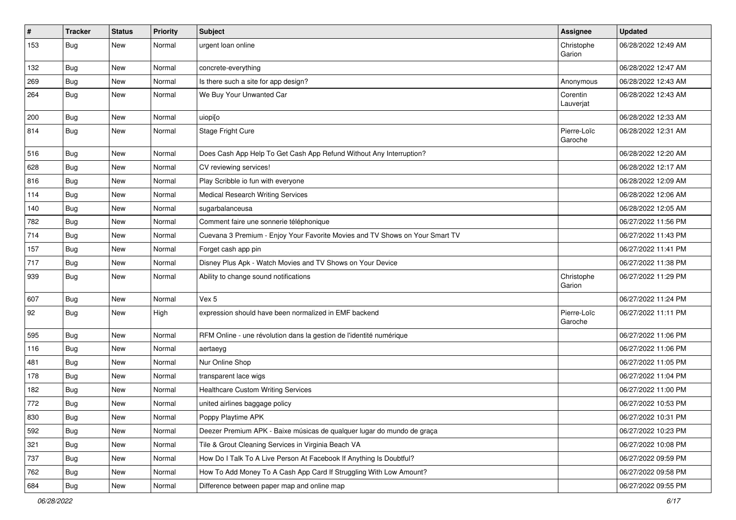| # | Tracker | Status | Priority | Subject | Assignee | Updated |
|---|---|---|---|---|---|---|
| 153 | Bug | New | Normal | urgent loan online | Christophe Garion | 06/28/2022 12:49 AM |
| 132 | Bug | New | Normal | concrete-everything | | 06/28/2022 12:47 AM |
| 269 | Bug | New | Normal | Is there such a site for app design? | Anonymous | 06/28/2022 12:43 AM |
| 264 | Bug | New | Normal | We Buy Your Unwanted Car | Corentin Lauverjat | 06/28/2022 12:43 AM |
| 200 | Bug | New | Normal | uiopi[o | | 06/28/2022 12:33 AM |
| 814 | Bug | New | Normal | Stage Fright Cure | Pierre-Loïc Garoche | 06/28/2022 12:31 AM |
| 516 | Bug | New | Normal | Does Cash App Help To Get Cash App Refund Without Any Interruption? | | 06/28/2022 12:20 AM |
| 628 | Bug | New | Normal | CV reviewing services! | | 06/28/2022 12:17 AM |
| 816 | Bug | New | Normal | Play Scribble io fun with everyone | | 06/28/2022 12:09 AM |
| 114 | Bug | New | Normal | Medical Research Writing Services | | 06/28/2022 12:06 AM |
| 140 | Bug | New | Normal | sugarbalanceusa | | 06/28/2022 12:05 AM |
| 782 | Bug | New | Normal | Comment faire une sonnerie téléphonique | | 06/27/2022 11:56 PM |
| 714 | Bug | New | Normal | Cuevana 3 Premium - Enjoy Your Favorite Movies and TV Shows on Your Smart TV | | 06/27/2022 11:43 PM |
| 157 | Bug | New | Normal | Forget cash app pin | | 06/27/2022 11:41 PM |
| 717 | Bug | New | Normal | Disney Plus Apk - Watch Movies and TV Shows on Your Device | | 06/27/2022 11:38 PM |
| 939 | Bug | New | Normal | Ability to change sound notifications | Christophe Garion | 06/27/2022 11:29 PM |
| 607 | Bug | New | Normal | Vex 5 | | 06/27/2022 11:24 PM |
| 92 | Bug | New | High | expression should have been normalized in EMF backend | Pierre-Loïc Garoche | 06/27/2022 11:11 PM |
| 595 | Bug | New | Normal | RFM Online - une révolution dans la gestion de l'identité numérique | | 06/27/2022 11:06 PM |
| 116 | Bug | New | Normal | aertaeyg | | 06/27/2022 11:06 PM |
| 481 | Bug | New | Normal | Nur Online Shop | | 06/27/2022 11:05 PM |
| 178 | Bug | New | Normal | transparent lace wigs | | 06/27/2022 11:04 PM |
| 182 | Bug | New | Normal | Healthcare Custom Writing Services | | 06/27/2022 11:00 PM |
| 772 | Bug | New | Normal | united airlines baggage policy | | 06/27/2022 10:53 PM |
| 830 | Bug | New | Normal | Poppy Playtime APK | | 06/27/2022 10:31 PM |
| 592 | Bug | New | Normal | Deezer Premium APK - Baixe músicas de qualquer lugar do mundo de graça | | 06/27/2022 10:23 PM |
| 321 | Bug | New | Normal | Tile & Grout Cleaning Services in Virginia Beach VA | | 06/27/2022 10:08 PM |
| 737 | Bug | New | Normal | How Do I Talk To A Live Person At Facebook If Anything Is Doubtful? | | 06/27/2022 09:59 PM |
| 762 | Bug | New | Normal | How To Add Money To A Cash App Card If Struggling With Low Amount? | | 06/27/2022 09:58 PM |
| 684 | Bug | New | Normal | Difference between paper map and online map | | 06/27/2022 09:55 PM |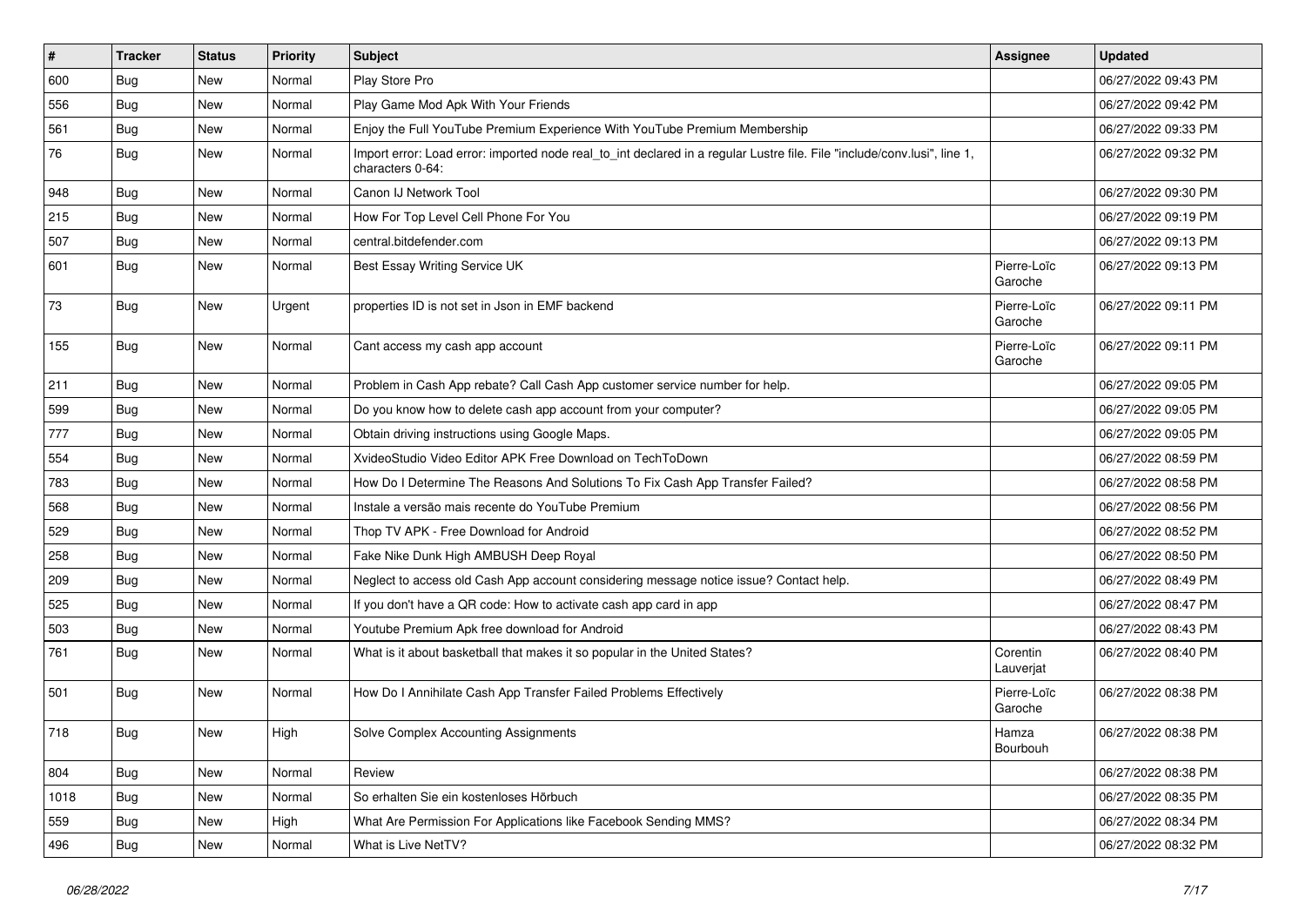| # | Tracker | Status | Priority | Subject | Assignee | Updated |
|---|---|---|---|---|---|---|
| 600 | Bug | New | Normal | Play Store Pro | | 06/27/2022 09:43 PM |
| 556 | Bug | New | Normal | Play Game Mod Apk With Your Friends | | 06/27/2022 09:42 PM |
| 561 | Bug | New | Normal | Enjoy the Full YouTube Premium Experience With YouTube Premium Membership | | 06/27/2022 09:33 PM |
| 76 | Bug | New | Normal | Import error: Load error: imported node real_to_int declared in a regular Lustre file. File "include/conv.lusi", line 1, characters 0-64: | | 06/27/2022 09:32 PM |
| 948 | Bug | New | Normal | Canon IJ Network Tool | | 06/27/2022 09:30 PM |
| 215 | Bug | New | Normal | How For Top Level Cell Phone For You | | 06/27/2022 09:19 PM |
| 507 | Bug | New | Normal | central.bitdefender.com | | 06/27/2022 09:13 PM |
| 601 | Bug | New | Normal | Best Essay Writing Service UK | Pierre-Loïc Garoche | 06/27/2022 09:13 PM |
| 73 | Bug | New | Urgent | properties ID is not set in Json in EMF backend | Pierre-Loïc Garoche | 06/27/2022 09:11 PM |
| 155 | Bug | New | Normal | Cant access my cash app account | Pierre-Loïc Garoche | 06/27/2022 09:11 PM |
| 211 | Bug | New | Normal | Problem in Cash App rebate? Call Cash App customer service number for help. | | 06/27/2022 09:05 PM |
| 599 | Bug | New | Normal | Do you know how to delete cash app account from your computer? | | 06/27/2022 09:05 PM |
| 777 | Bug | New | Normal | Obtain driving instructions using Google Maps. | | 06/27/2022 09:05 PM |
| 554 | Bug | New | Normal | XvideoStudio Video Editor APK Free Download on TechToDown | | 06/27/2022 08:59 PM |
| 783 | Bug | New | Normal | How Do I Determine The Reasons And Solutions To Fix Cash App Transfer Failed? | | 06/27/2022 08:58 PM |
| 568 | Bug | New | Normal | Instale a versão mais recente do YouTube Premium | | 06/27/2022 08:56 PM |
| 529 | Bug | New | Normal | Thop TV APK - Free Download for Android | | 06/27/2022 08:52 PM |
| 258 | Bug | New | Normal | Fake Nike Dunk High AMBUSH Deep Royal | | 06/27/2022 08:50 PM |
| 209 | Bug | New | Normal | Neglect to access old Cash App account considering message notice issue? Contact help. | | 06/27/2022 08:49 PM |
| 525 | Bug | New | Normal | If you don't have a QR code: How to activate cash app card in app | | 06/27/2022 08:47 PM |
| 503 | Bug | New | Normal | Youtube Premium Apk free download for Android | | 06/27/2022 08:43 PM |
| 761 | Bug | New | Normal | What is it about basketball that makes it so popular in the United States? | Corentin Lauverjat | 06/27/2022 08:40 PM |
| 501 | Bug | New | Normal | How Do I Annihilate Cash App Transfer Failed Problems Effectively | Pierre-Loïc Garoche | 06/27/2022 08:38 PM |
| 718 | Bug | New | High | Solve Complex Accounting Assignments | Hamza Bourbouh | 06/27/2022 08:38 PM |
| 804 | Bug | New | Normal | Review | | 06/27/2022 08:38 PM |
| 1018 | Bug | New | Normal | So erhalten Sie ein kostenloses Hörbuch | | 06/27/2022 08:35 PM |
| 559 | Bug | New | High | What Are Permission For Applications like Facebook Sending MMS? | | 06/27/2022 08:34 PM |
| 496 | Bug | New | Normal | What is Live NetTV? | | 06/27/2022 08:32 PM |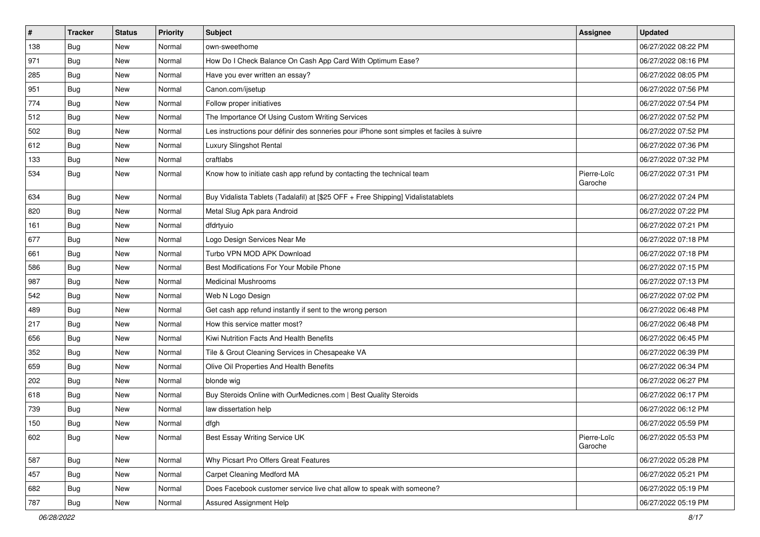| # | Tracker | Status | Priority | Subject | Assignee | Updated |
|---|---|---|---|---|---|---|
| 138 | Bug | New | Normal | own-sweethome | | 06/27/2022 08:22 PM |
| 971 | Bug | New | Normal | How Do I Check Balance On Cash App Card With Optimum Ease? | | 06/27/2022 08:16 PM |
| 285 | Bug | New | Normal | Have you ever written an essay? | | 06/27/2022 08:05 PM |
| 951 | Bug | New | Normal | Canon.com/ijsetup | | 06/27/2022 07:56 PM |
| 774 | Bug | New | Normal | Follow proper initiatives | | 06/27/2022 07:54 PM |
| 512 | Bug | New | Normal | The Importance Of Using Custom Writing Services | | 06/27/2022 07:52 PM |
| 502 | Bug | New | Normal | Les instructions pour définir des sonneries pour iPhone sont simples et faciles à suivre | | 06/27/2022 07:52 PM |
| 612 | Bug | New | Normal | Luxury Slingshot Rental | | 06/27/2022 07:36 PM |
| 133 | Bug | New | Normal | craftlabs | | 06/27/2022 07:32 PM |
| 534 | Bug | New | Normal | Know how to initiate cash app refund by contacting the technical team | Pierre-Loïc Garoche | 06/27/2022 07:31 PM |
| 634 | Bug | New | Normal | Buy Vidalista Tablets (Tadalafil) at [$25 OFF + Free Shipping] Vidalistatablets | | 06/27/2022 07:24 PM |
| 820 | Bug | New | Normal | Metal Slug Apk para Android | | 06/27/2022 07:22 PM |
| 161 | Bug | New | Normal | dfdrtyuio | | 06/27/2022 07:21 PM |
| 677 | Bug | New | Normal | Logo Design Services Near Me | | 06/27/2022 07:18 PM |
| 661 | Bug | New | Normal | Turbo VPN MOD APK Download | | 06/27/2022 07:18 PM |
| 586 | Bug | New | Normal | Best Modifications For Your Mobile Phone | | 06/27/2022 07:15 PM |
| 987 | Bug | New | Normal | Medicinal Mushrooms | | 06/27/2022 07:13 PM |
| 542 | Bug | New | Normal | Web N Logo Design | | 06/27/2022 07:02 PM |
| 489 | Bug | New | Normal | Get cash app refund instantly if sent to the wrong person | | 06/27/2022 06:48 PM |
| 217 | Bug | New | Normal | How this service matter most? | | 06/27/2022 06:48 PM |
| 656 | Bug | New | Normal | Kiwi Nutrition Facts And Health Benefits | | 06/27/2022 06:45 PM |
| 352 | Bug | New | Normal | Tile & Grout Cleaning Services in Chesapeake VA | | 06/27/2022 06:39 PM |
| 659 | Bug | New | Normal | Olive Oil Properties And Health Benefits | | 06/27/2022 06:34 PM |
| 202 | Bug | New | Normal | blonde wig | | 06/27/2022 06:27 PM |
| 618 | Bug | New | Normal | Buy Steroids Online with OurMedicnes.com \| Best Quality Steroids | | 06/27/2022 06:17 PM |
| 739 | Bug | New | Normal | law dissertation help | | 06/27/2022 06:12 PM |
| 150 | Bug | New | Normal | dfgh | | 06/27/2022 05:59 PM |
| 602 | Bug | New | Normal | Best Essay Writing Service UK | Pierre-Loïc Garoche | 06/27/2022 05:53 PM |
| 587 | Bug | New | Normal | Why Picsart Pro Offers Great Features | | 06/27/2022 05:28 PM |
| 457 | Bug | New | Normal | Carpet Cleaning Medford MA | | 06/27/2022 05:21 PM |
| 682 | Bug | New | Normal | Does Facebook customer service live chat allow to speak with someone? | | 06/27/2022 05:19 PM |
| 787 | Bug | New | Normal | Assured Assignment Help | | 06/27/2022 05:19 PM |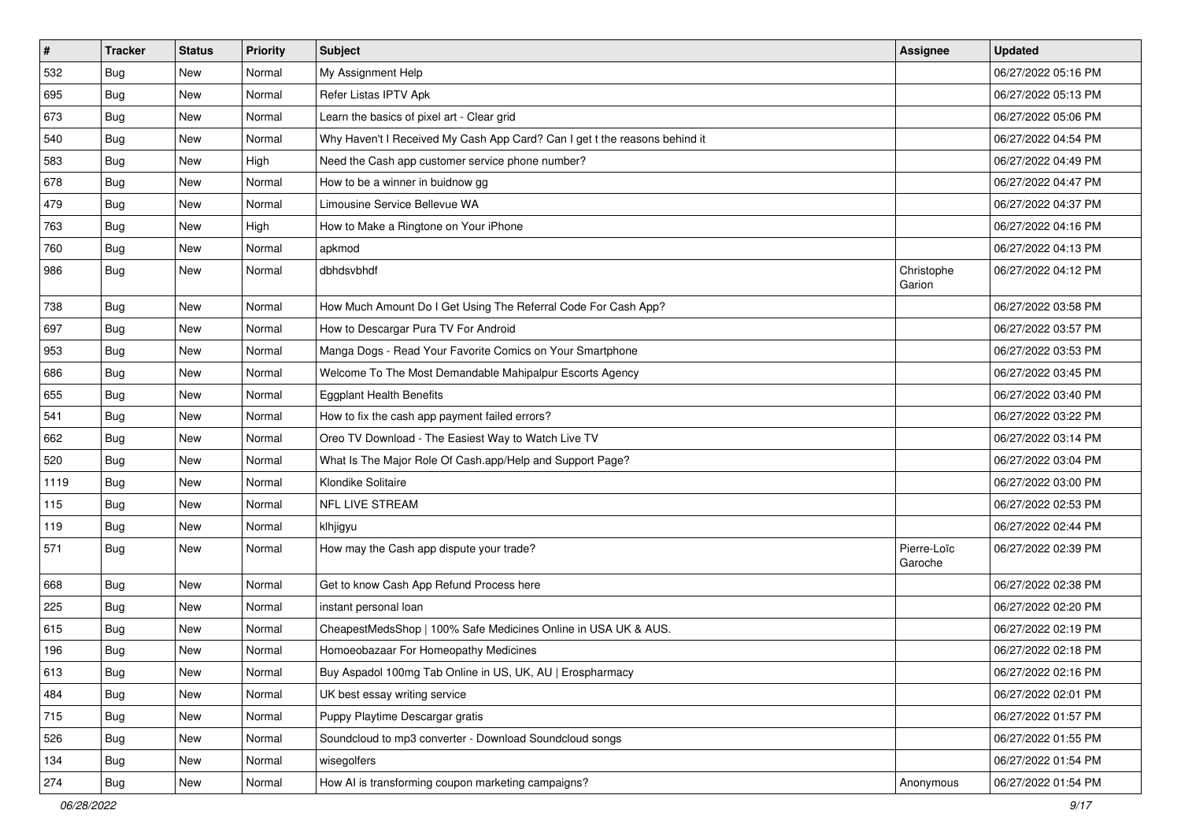| # | Tracker | Status | Priority | Subject | Assignee | Updated |
| --- | --- | --- | --- | --- | --- | --- |
| 532 | Bug | New | Normal | My Assignment Help | | 06/27/2022 05:16 PM |
| 695 | Bug | New | Normal | Refer Listas IPTV Apk | | 06/27/2022 05:13 PM |
| 673 | Bug | New | Normal | Learn the basics of pixel art - Clear grid | | 06/27/2022 05:06 PM |
| 540 | Bug | New | Normal | Why Haven't I Received My Cash App Card? Can I get t the reasons behind it | | 06/27/2022 04:54 PM |
| 583 | Bug | New | High | Need the Cash app customer service phone number? | | 06/27/2022 04:49 PM |
| 678 | Bug | New | Normal | How to be a winner in buidnow gg | | 06/27/2022 04:47 PM |
| 479 | Bug | New | Normal | Limousine Service Bellevue WA | | 06/27/2022 04:37 PM |
| 763 | Bug | New | High | How to Make a Ringtone on Your iPhone | | 06/27/2022 04:16 PM |
| 760 | Bug | New | Normal | apkmod | | 06/27/2022 04:13 PM |
| 986 | Bug | New | Normal | dbhdsvbhdf | Christophe Garion | 06/27/2022 04:12 PM |
| 738 | Bug | New | Normal | How Much Amount Do I Get Using The Referral Code For Cash App? | | 06/27/2022 03:58 PM |
| 697 | Bug | New | Normal | How to Descargar Pura TV For Android | | 06/27/2022 03:57 PM |
| 953 | Bug | New | Normal | Manga Dogs - Read Your Favorite Comics on Your Smartphone | | 06/27/2022 03:53 PM |
| 686 | Bug | New | Normal | Welcome To The Most Demandable Mahipalpur Escorts Agency | | 06/27/2022 03:45 PM |
| 655 | Bug | New | Normal | Eggplant Health Benefits | | 06/27/2022 03:40 PM |
| 541 | Bug | New | Normal | How to fix the cash app payment failed errors? | | 06/27/2022 03:22 PM |
| 662 | Bug | New | Normal | Oreo TV Download - The Easiest Way to Watch Live TV | | 06/27/2022 03:14 PM |
| 520 | Bug | New | Normal | What Is The Major Role Of Cash.app/Help and Support Page? | | 06/27/2022 03:04 PM |
| 1119 | Bug | New | Normal | Klondike Solitaire | | 06/27/2022 03:00 PM |
| 115 | Bug | New | Normal | NFL LIVE STREAM | | 06/27/2022 02:53 PM |
| 119 | Bug | New | Normal | klhjigyu | | 06/27/2022 02:44 PM |
| 571 | Bug | New | Normal | How may the Cash app dispute your trade? | Pierre-Loïc Garoche | 06/27/2022 02:39 PM |
| 668 | Bug | New | Normal | Get to know Cash App Refund Process here | | 06/27/2022 02:38 PM |
| 225 | Bug | New | Normal | instant personal loan | | 06/27/2022 02:20 PM |
| 615 | Bug | New | Normal | CheapestMedsShop \| 100% Safe Medicines Online in USA UK & AUS. | | 06/27/2022 02:19 PM |
| 196 | Bug | New | Normal | Homoeobazaar For Homeopathy Medicines | | 06/27/2022 02:18 PM |
| 613 | Bug | New | Normal | Buy Aspadol 100mg Tab Online in US, UK, AU \| Erospharmacy | | 06/27/2022 02:16 PM |
| 484 | Bug | New | Normal | UK best essay writing service | | 06/27/2022 02:01 PM |
| 715 | Bug | New | Normal | Puppy Playtime Descargar gratis | | 06/27/2022 01:57 PM |
| 526 | Bug | New | Normal | Soundcloud to mp3 converter - Download Soundcloud songs | | 06/27/2022 01:55 PM |
| 134 | Bug | New | Normal | wisegolfers | | 06/27/2022 01:54 PM |
| 274 | Bug | New | Normal | How AI is transforming coupon marketing campaigns? | Anonymous | 06/27/2022 01:54 PM |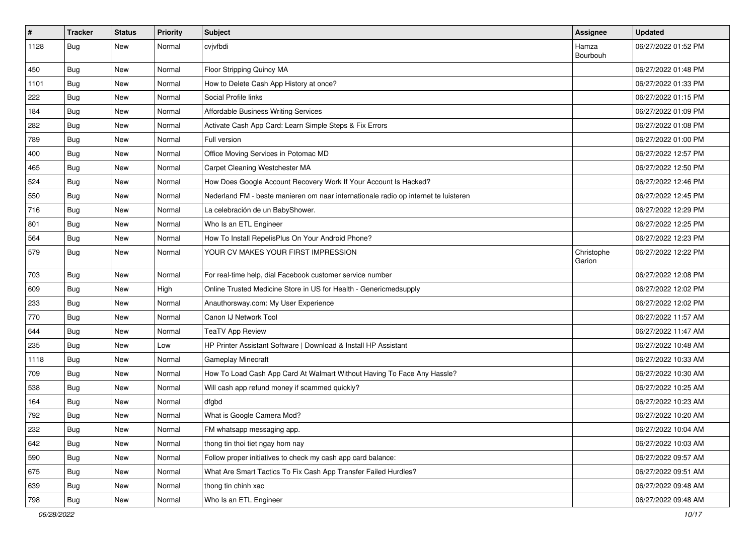| # | Tracker | Status | Priority | Subject | Assignee | Updated |
|---|---|---|---|---|---|---|
| 1128 | Bug | New | Normal | cvjvfbdi | Hamza Bourbouh | 06/27/2022 01:52 PM |
| 450 | Bug | New | Normal | Floor Stripping Quincy MA | | 06/27/2022 01:48 PM |
| 1101 | Bug | New | Normal | How to Delete Cash App History at once? | | 06/27/2022 01:33 PM |
| 222 | Bug | New | Normal | Social Profile links | | 06/27/2022 01:15 PM |
| 184 | Bug | New | Normal | Affordable Business Writing Services | | 06/27/2022 01:09 PM |
| 282 | Bug | New | Normal | Activate Cash App Card: Learn Simple Steps & Fix Errors | | 06/27/2022 01:08 PM |
| 789 | Bug | New | Normal | Full version | | 06/27/2022 01:00 PM |
| 400 | Bug | New | Normal | Office Moving Services in Potomac MD | | 06/27/2022 12:57 PM |
| 465 | Bug | New | Normal | Carpet Cleaning Westchester MA | | 06/27/2022 12:50 PM |
| 524 | Bug | New | Normal | How Does Google Account Recovery Work If Your Account Is Hacked? | | 06/27/2022 12:46 PM |
| 550 | Bug | New | Normal | Nederland FM - beste manieren om naar internationale radio op internet te luisteren | | 06/27/2022 12:45 PM |
| 716 | Bug | New | Normal | La celebración de un BabyShower. | | 06/27/2022 12:29 PM |
| 801 | Bug | New | Normal | Who Is an ETL Engineer | | 06/27/2022 12:25 PM |
| 564 | Bug | New | Normal | How To Install RepelisPlus On Your Android Phone? | | 06/27/2022 12:23 PM |
| 579 | Bug | New | Normal | YOUR CV MAKES YOUR FIRST IMPRESSION | Christophe Garion | 06/27/2022 12:22 PM |
| 703 | Bug | New | Normal | For real-time help, dial Facebook customer service number | | 06/27/2022 12:08 PM |
| 609 | Bug | New | High | Online Trusted Medicine Store in US for Health - Genericmedsupply | | 06/27/2022 12:02 PM |
| 233 | Bug | New | Normal | Anauthorsway.com: My User Experience | | 06/27/2022 12:02 PM |
| 770 | Bug | New | Normal | Canon IJ Network Tool | | 06/27/2022 11:57 AM |
| 644 | Bug | New | Normal | TeaTV App Review | | 06/27/2022 11:47 AM |
| 235 | Bug | New | Low | HP Printer Assistant Software \| Download & Install HP Assistant | | 06/27/2022 10:48 AM |
| 1118 | Bug | New | Normal | Gameplay Minecraft | | 06/27/2022 10:33 AM |
| 709 | Bug | New | Normal | How To Load Cash App Card At Walmart Without Having To Face Any Hassle? | | 06/27/2022 10:30 AM |
| 538 | Bug | New | Normal | Will cash app refund money if scammed quickly? | | 06/27/2022 10:25 AM |
| 164 | Bug | New | Normal | dfgbd | | 06/27/2022 10:23 AM |
| 792 | Bug | New | Normal | What is Google Camera Mod? | | 06/27/2022 10:20 AM |
| 232 | Bug | New | Normal | FM whatsapp messaging app. | | 06/27/2022 10:04 AM |
| 642 | Bug | New | Normal | thong tin thoi tiet ngay hom nay | | 06/27/2022 10:03 AM |
| 590 | Bug | New | Normal | Follow proper initiatives to check my cash app card balance: | | 06/27/2022 09:57 AM |
| 675 | Bug | New | Normal | What Are Smart Tactics To Fix Cash App Transfer Failed Hurdles? | | 06/27/2022 09:51 AM |
| 639 | Bug | New | Normal | thong tin chinh xac | | 06/27/2022 09:48 AM |
| 798 | Bug | New | Normal | Who Is an ETL Engineer | | 06/27/2022 09:48 AM |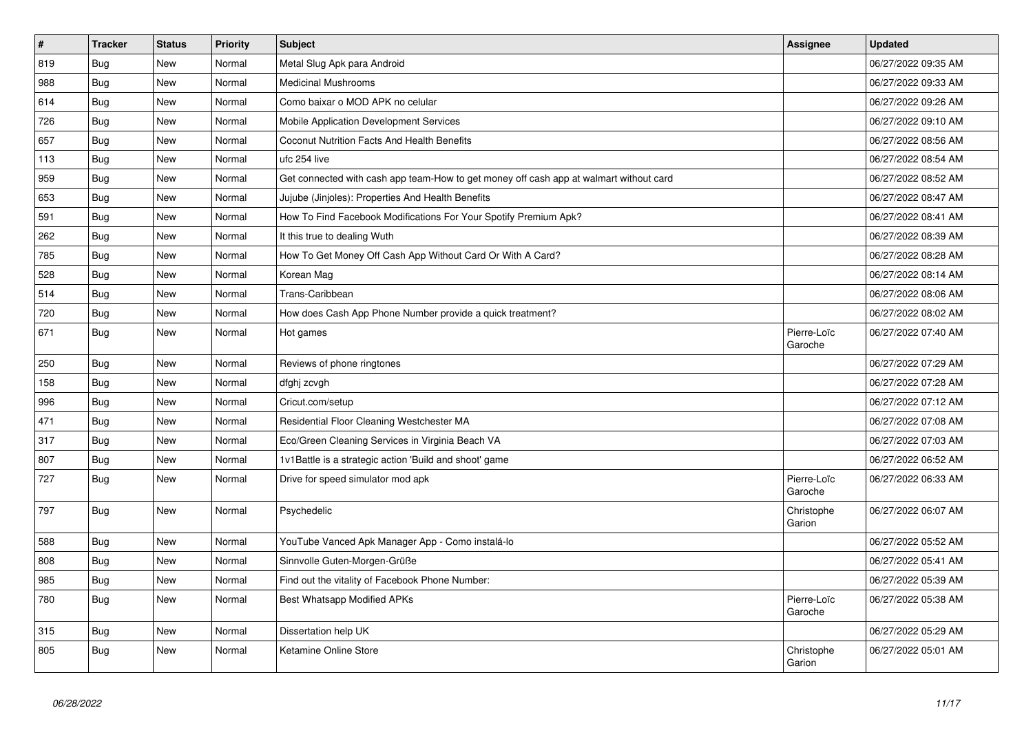| # | Tracker | Status | Priority | Subject | Assignee | Updated |
|---|---|---|---|---|---|---|
| 819 | Bug | New | Normal | Metal Slug Apk para Android | | 06/27/2022 09:35 AM |
| 988 | Bug | New | Normal | Medicinal Mushrooms | | 06/27/2022 09:33 AM |
| 614 | Bug | New | Normal | Como baixar o MOD APK no celular | | 06/27/2022 09:26 AM |
| 726 | Bug | New | Normal | Mobile Application Development Services | | 06/27/2022 09:10 AM |
| 657 | Bug | New | Normal | Coconut Nutrition Facts And Health Benefits | | 06/27/2022 08:56 AM |
| 113 | Bug | New | Normal | ufc 254 live | | 06/27/2022 08:54 AM |
| 959 | Bug | New | Normal | Get connected with cash app team-How to get money off cash app at walmart without card | | 06/27/2022 08:52 AM |
| 653 | Bug | New | Normal | Jujube (Jinjoles): Properties And Health Benefits | | 06/27/2022 08:47 AM |
| 591 | Bug | New | Normal | How To Find Facebook Modifications For Your Spotify Premium Apk? | | 06/27/2022 08:41 AM |
| 262 | Bug | New | Normal | It this true to dealing Wuth | | 06/27/2022 08:39 AM |
| 785 | Bug | New | Normal | How To Get Money Off Cash App Without Card Or With A Card? | | 06/27/2022 08:28 AM |
| 528 | Bug | New | Normal | Korean Mag | | 06/27/2022 08:14 AM |
| 514 | Bug | New | Normal | Trans-Caribbean | | 06/27/2022 08:06 AM |
| 720 | Bug | New | Normal | How does Cash App Phone Number provide a quick treatment? | | 06/27/2022 08:02 AM |
| 671 | Bug | New | Normal | Hot games | Pierre-Loïc Garoche | 06/27/2022 07:40 AM |
| 250 | Bug | New | Normal | Reviews of phone ringtones | | 06/27/2022 07:29 AM |
| 158 | Bug | New | Normal | dfghj zcvgh | | 06/27/2022 07:28 AM |
| 996 | Bug | New | Normal | Cricut.com/setup | | 06/27/2022 07:12 AM |
| 471 | Bug | New | Normal | Residential Floor Cleaning Westchester MA | | 06/27/2022 07:08 AM |
| 317 | Bug | New | Normal | Eco/Green Cleaning Services in Virginia Beach VA | | 06/27/2022 07:03 AM |
| 807 | Bug | New | Normal | 1v1Battle is a strategic action 'Build and shoot' game | | 06/27/2022 06:52 AM |
| 727 | Bug | New | Normal | Drive for speed simulator mod apk | Pierre-Loïc Garoche | 06/27/2022 06:33 AM |
| 797 | Bug | New | Normal | Psychedelic | Christophe Garion | 06/27/2022 06:07 AM |
| 588 | Bug | New | Normal | YouTube Vanced Apk Manager App - Como instalá-lo | | 06/27/2022 05:52 AM |
| 808 | Bug | New | Normal | Sinnvolle Guten-Morgen-Grüße | | 06/27/2022 05:41 AM |
| 985 | Bug | New | Normal | Find out the vitality of Facebook Phone Number: | | 06/27/2022 05:39 AM |
| 780 | Bug | New | Normal | Best Whatsapp Modified APKs | Pierre-Loïc Garoche | 06/27/2022 05:38 AM |
| 315 | Bug | New | Normal | Dissertation help UK | | 06/27/2022 05:29 AM |
| 805 | Bug | New | Normal | Ketamine Online Store | Christophe Garion | 06/27/2022 05:01 AM |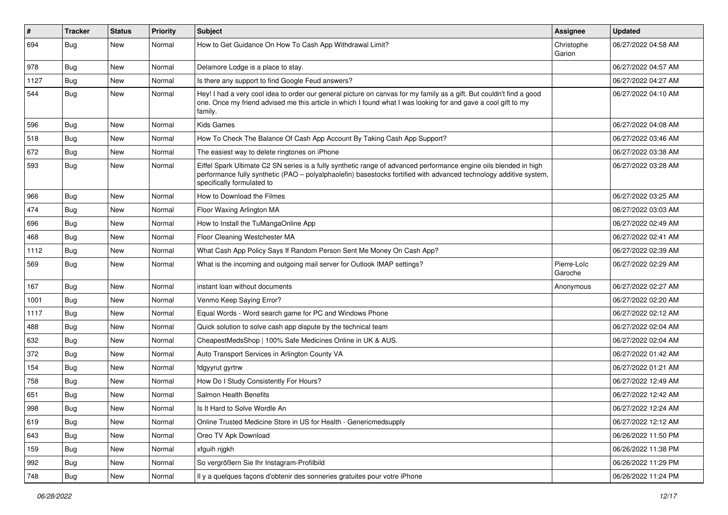| # | Tracker | Status | Priority | Subject | Assignee | Updated |
|---|---|---|---|---|---|---|
| 694 | Bug | New | Normal | How to Get Guidance On How To Cash App Withdrawal Limit? | Christophe Garion | 06/27/2022 04:58 AM |
| 978 | Bug | New | Normal | Delamore Lodge is a place to stay. | | 06/27/2022 04:57 AM |
| 1127 | Bug | New | Normal | Is there any support to find Google Feud answers? | | 06/27/2022 04:27 AM |
| 544 | Bug | New | Normal | Hey! I had a very cool idea to order our general picture on canvas for my family as a gift. But couldn't find a good one. Once my friend advised me this article in which I found what I was looking for and gave a cool gift to my family. | | 06/27/2022 04:10 AM |
| 596 | Bug | New | Normal | Kids Games | | 06/27/2022 04:08 AM |
| 518 | Bug | New | Normal | How To Check The Balance Of Cash App Account By Taking Cash App Support? | | 06/27/2022 03:46 AM |
| 672 | Bug | New | Normal | The easiest way to delete ringtones on iPhone | | 06/27/2022 03:38 AM |
| 593 | Bug | New | Normal | Eiffel Spark Ultimate C2 SN series is a fully synthetic range of advanced performance engine oils blended in high performance fully synthetic (PAO – polyalphaolefin) basestocks fortified with advanced technology additive system, specifically formulated to | | 06/27/2022 03:28 AM |
| 966 | Bug | New | Normal | How to Download the Filmes | | 06/27/2022 03:25 AM |
| 474 | Bug | New | Normal | Floor Waxing Arlington MA | | 06/27/2022 03:03 AM |
| 696 | Bug | New | Normal | How to Install the TuMangaOnline App | | 06/27/2022 02:49 AM |
| 468 | Bug | New | Normal | Floor Cleaning Westchester MA | | 06/27/2022 02:41 AM |
| 1112 | Bug | New | Normal | What Cash App Policy Says If Random Person Sent Me Money On Cash App? | | 06/27/2022 02:39 AM |
| 569 | Bug | New | Normal | What is the incoming and outgoing mail server for Outlook IMAP settings? | Pierre-Loïc Garoche | 06/27/2022 02:29 AM |
| 167 | Bug | New | Normal | instant loan without documents | Anonymous | 06/27/2022 02:27 AM |
| 1001 | Bug | New | Normal | Venmo Keep Saying Error? | | 06/27/2022 02:20 AM |
| 1117 | Bug | New | Normal | Equal Words - Word search game for PC and Windows Phone | | 06/27/2022 02:12 AM |
| 488 | Bug | New | Normal | Quick solution to solve cash app dispute by the technical team | | 06/27/2022 02:04 AM |
| 632 | Bug | New | Normal | CheapestMedsShop \| 100% Safe Medicines Online in UK & AUS. | | 06/27/2022 02:04 AM |
| 372 | Bug | New | Normal | Auto Transport Services in Arlington County VA | | 06/27/2022 01:42 AM |
| 154 | Bug | New | Normal | fdgyyrut gyrtrw | | 06/27/2022 01:21 AM |
| 758 | Bug | New | Normal | How Do I Study Consistently For Hours? | | 06/27/2022 12:49 AM |
| 651 | Bug | New | Normal | Salmon Health Benefits | | 06/27/2022 12:42 AM |
| 998 | Bug | New | Normal | Is It Hard to Solve Wordle An | | 06/27/2022 12:24 AM |
| 619 | Bug | New | Normal | Online Trusted Medicine Store in US for Health - Genericmedsupply | | 06/27/2022 12:12 AM |
| 643 | Bug | New | Normal | Oreo TV Apk Download | | 06/26/2022 11:50 PM |
| 159 | Bug | New | Normal | xfguih njgkh | | 06/26/2022 11:38 PM |
| 992 | Bug | New | Normal | So vergrößern Sie Ihr Instagram-Profilbild | | 06/26/2022 11:29 PM |
| 748 | Bug | New | Normal | Il y a quelques façons d'obtenir des sonneries gratuites pour votre iPhone | | 06/26/2022 11:24 PM |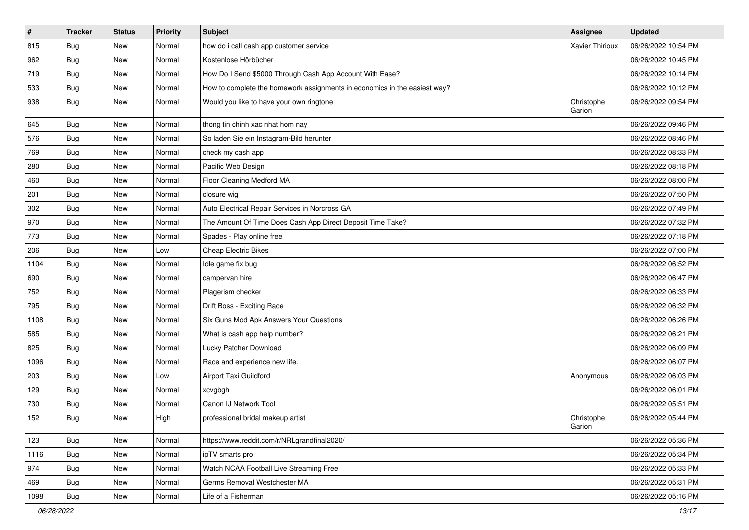| # | Tracker | Status | Priority | Subject | Assignee | Updated |
|---|---|---|---|---|---|---|
| 815 | Bug | New | Normal | how do i call cash app customer service | Xavier Thirioux | 06/26/2022 10:54 PM |
| 962 | Bug | New | Normal | Kostenlose Hörbücher | | 06/26/2022 10:45 PM |
| 719 | Bug | New | Normal | How Do I Send $5000 Through Cash App Account With Ease? | | 06/26/2022 10:14 PM |
| 533 | Bug | New | Normal | How to complete the homework assignments in economics in the easiest way? | | 06/26/2022 10:12 PM |
| 938 | Bug | New | Normal | Would you like to have your own ringtone | Christophe Garion | 06/26/2022 09:54 PM |
| 645 | Bug | New | Normal | thong tin chinh xac nhat hom nay | | 06/26/2022 09:46 PM |
| 576 | Bug | New | Normal | So laden Sie ein Instagram-Bild herunter | | 06/26/2022 08:46 PM |
| 769 | Bug | New | Normal | check my cash app | | 06/26/2022 08:33 PM |
| 280 | Bug | New | Normal | Pacific Web Design | | 06/26/2022 08:18 PM |
| 460 | Bug | New | Normal | Floor Cleaning Medford MA | | 06/26/2022 08:00 PM |
| 201 | Bug | New | Normal | closure wig | | 06/26/2022 07:50 PM |
| 302 | Bug | New | Normal | Auto Electrical Repair Services in Norcross GA | | 06/26/2022 07:49 PM |
| 970 | Bug | New | Normal | The Amount Of Time Does Cash App Direct Deposit Time Take? | | 06/26/2022 07:32 PM |
| 773 | Bug | New | Normal | Spades - Play online free | | 06/26/2022 07:18 PM |
| 206 | Bug | New | Low | Cheap Electric Bikes | | 06/26/2022 07:00 PM |
| 1104 | Bug | New | Normal | Idle game fix bug | | 06/26/2022 06:52 PM |
| 690 | Bug | New | Normal | campervan hire | | 06/26/2022 06:47 PM |
| 752 | Bug | New | Normal | Plagerism checker | | 06/26/2022 06:33 PM |
| 795 | Bug | New | Normal | Drift Boss - Exciting Race | | 06/26/2022 06:32 PM |
| 1108 | Bug | New | Normal | Six Guns Mod Apk Answers Your Questions | | 06/26/2022 06:26 PM |
| 585 | Bug | New | Normal | What is cash app help number? | | 06/26/2022 06:21 PM |
| 825 | Bug | New | Normal | Lucky Patcher Download | | 06/26/2022 06:09 PM |
| 1096 | Bug | New | Normal | Race and experience new life. | | 06/26/2022 06:07 PM |
| 203 | Bug | New | Low | Airport Taxi Guildford | Anonymous | 06/26/2022 06:03 PM |
| 129 | Bug | New | Normal | xcvgbgh | | 06/26/2022 06:01 PM |
| 730 | Bug | New | Normal | Canon IJ Network Tool | | 06/26/2022 05:51 PM |
| 152 | Bug | New | High | professional bridal makeup artist | Christophe Garion | 06/26/2022 05:44 PM |
| 123 | Bug | New | Normal | https://www.reddit.com/r/NRLgrandfinal2020/ | | 06/26/2022 05:36 PM |
| 1116 | Bug | New | Normal | ipTV smarts pro | | 06/26/2022 05:34 PM |
| 974 | Bug | New | Normal | Watch NCAA Football Live Streaming Free | | 06/26/2022 05:33 PM |
| 469 | Bug | New | Normal | Germs Removal Westchester MA | | 06/26/2022 05:31 PM |
| 1098 | Bug | New | Normal | Life of a Fisherman | | 06/26/2022 05:16 PM |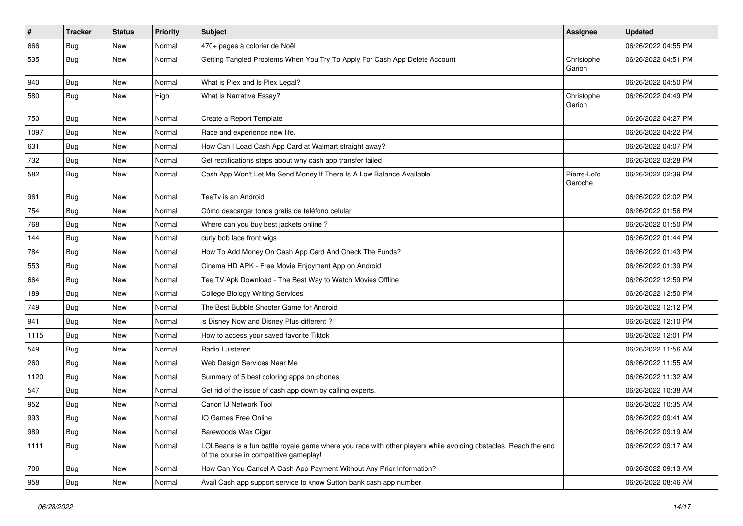| # | Tracker | Status | Priority | Subject | Assignee | Updated |
|---|---|---|---|---|---|---|
| 666 | Bug | New | Normal | 470+ pages à colorier de Noël | | 06/26/2022 04:55 PM |
| 535 | Bug | New | Normal | Getting Tangled Problems When You Try To Apply For Cash App Delete Account | Christophe Garion | 06/26/2022 04:51 PM |
| 940 | Bug | New | Normal | What is Plex and Is Plex Legal? | | 06/26/2022 04:50 PM |
| 580 | Bug | New | High | What is Narrative Essay? | Christophe Garion | 06/26/2022 04:49 PM |
| 750 | Bug | New | Normal | Create a Report Template | | 06/26/2022 04:27 PM |
| 1097 | Bug | New | Normal | Race and experience new life. | | 06/26/2022 04:22 PM |
| 631 | Bug | New | Normal | How Can I Load Cash App Card at Walmart straight away? | | 06/26/2022 04:07 PM |
| 732 | Bug | New | Normal | Get rectifications steps about why cash app transfer failed | | 06/26/2022 03:28 PM |
| 582 | Bug | New | Normal | Cash App Won't Let Me Send Money If There Is A Low Balance Available | Pierre-Loïc Garoche | 06/26/2022 02:39 PM |
| 961 | Bug | New | Normal | TeaTv is an Android | | 06/26/2022 02:02 PM |
| 754 | Bug | New | Normal | Cómo descargar tonos gratis de teléfono celular | | 06/26/2022 01:56 PM |
| 768 | Bug | New | Normal | Where can you buy best jackets online ? | | 06/26/2022 01:50 PM |
| 144 | Bug | New | Normal | curly bob lace front wigs | | 06/26/2022 01:44 PM |
| 784 | Bug | New | Normal | How To Add Money On Cash App Card And Check The Funds? | | 06/26/2022 01:43 PM |
| 553 | Bug | New | Normal | Cinema HD APK - Free Movie Enjoyment App on Android | | 06/26/2022 01:39 PM |
| 664 | Bug | New | Normal | Tea TV Apk Download - The Best Way to Watch Movies Offline | | 06/26/2022 12:59 PM |
| 189 | Bug | New | Normal | College Biology Writing Services | | 06/26/2022 12:50 PM |
| 749 | Bug | New | Normal | The Best Bubble Shooter Game for Android | | 06/26/2022 12:12 PM |
| 941 | Bug | New | Normal | is Disney Now and Disney Plus different ? | | 06/26/2022 12:10 PM |
| 1115 | Bug | New | Normal | How to access your saved favorite Tiktok | | 06/26/2022 12:01 PM |
| 549 | Bug | New | Normal | Radio Luisteren | | 06/26/2022 11:56 AM |
| 260 | Bug | New | Normal | Web Design Services Near Me | | 06/26/2022 11:55 AM |
| 1120 | Bug | New | Normal | Summary of 5 best coloring apps on phones | | 06/26/2022 11:32 AM |
| 547 | Bug | New | Normal | Get rid of the issue of cash app down by calling experts. | | 06/26/2022 10:38 AM |
| 952 | Bug | New | Normal | Canon IJ Network Tool | | 06/26/2022 10:35 AM |
| 993 | Bug | New | Normal | IO Games Free Online | | 06/26/2022 09:41 AM |
| 989 | Bug | New | Normal | Barewoods Wax Cigar | | 06/26/2022 09:19 AM |
| 1111 | Bug | New | Normal | LOLBeans is a fun battle royale game where you race with other players while avoiding obstacles. Reach the end of the course in competitive gameplay! | | 06/26/2022 09:17 AM |
| 706 | Bug | New | Normal | How Can You Cancel A Cash App Payment Without Any Prior Information? | | 06/26/2022 09:13 AM |
| 958 | Bug | New | Normal | Avail Cash app support service to know Sutton bank cash app number | | 06/26/2022 08:46 AM |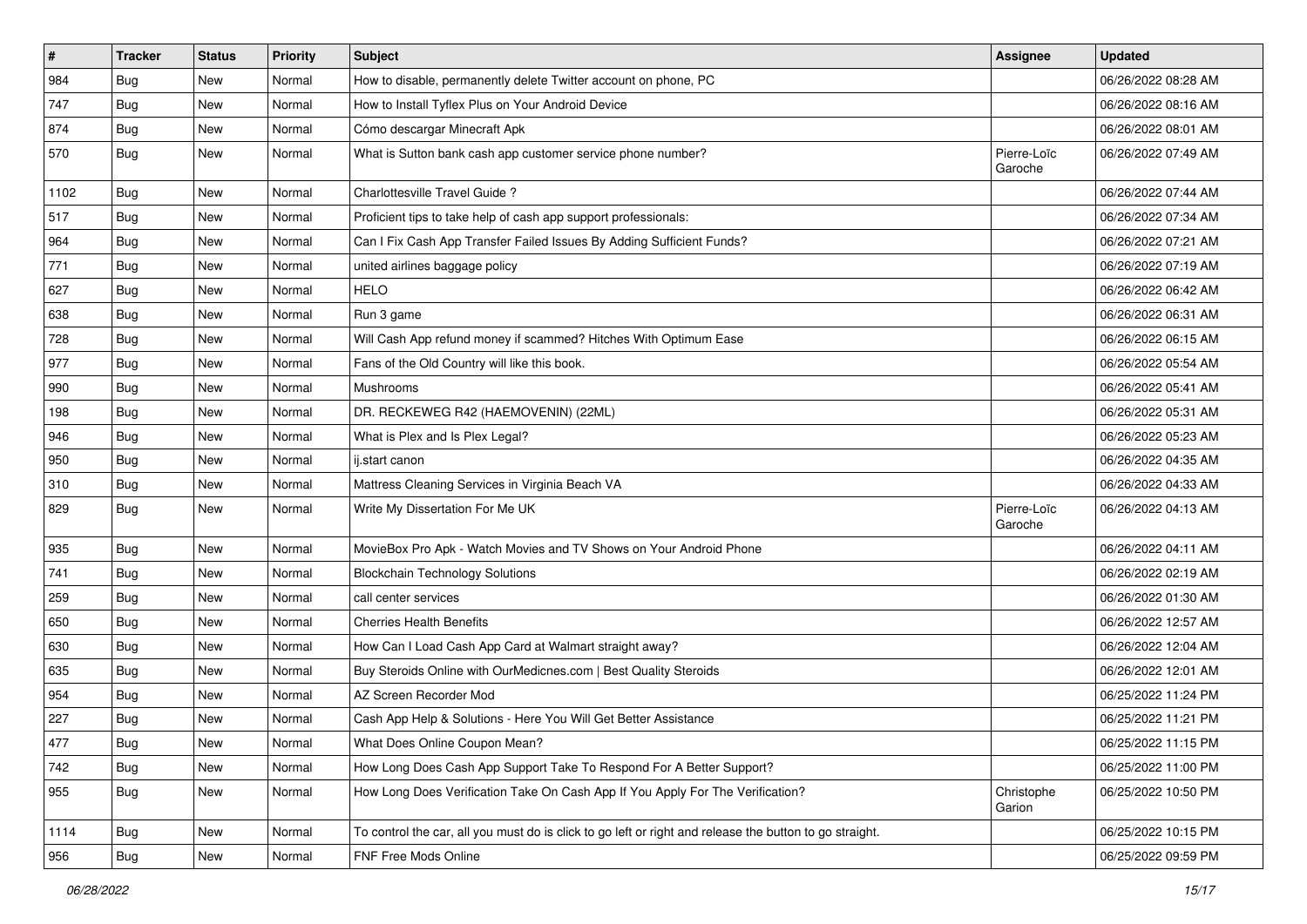| # | Tracker | Status | Priority | Subject | Assignee | Updated |
|---|---|---|---|---|---|---|
| 984 | Bug | New | Normal | How to disable, permanently delete Twitter account on phone, PC | | 06/26/2022 08:28 AM |
| 747 | Bug | New | Normal | How to Install Tyflex Plus on Your Android Device | | 06/26/2022 08:16 AM |
| 874 | Bug | New | Normal | Cómo descargar Minecraft Apk | | 06/26/2022 08:01 AM |
| 570 | Bug | New | Normal | What is Sutton bank cash app customer service phone number? | Pierre-Loïc Garoche | 06/26/2022 07:49 AM |
| 1102 | Bug | New | Normal | Charlottesville Travel Guide ? | | 06/26/2022 07:44 AM |
| 517 | Bug | New | Normal | Proficient tips to take help of cash app support professionals: | | 06/26/2022 07:34 AM |
| 964 | Bug | New | Normal | Can I Fix Cash App Transfer Failed Issues By Adding Sufficient Funds? | | 06/26/2022 07:21 AM |
| 771 | Bug | New | Normal | united airlines baggage policy | | 06/26/2022 07:19 AM |
| 627 | Bug | New | Normal | HELO | | 06/26/2022 06:42 AM |
| 638 | Bug | New | Normal | Run 3 game | | 06/26/2022 06:31 AM |
| 728 | Bug | New | Normal | Will Cash App refund money if scammed? Hitches With Optimum Ease | | 06/26/2022 06:15 AM |
| 977 | Bug | New | Normal | Fans of the Old Country will like this book. | | 06/26/2022 05:54 AM |
| 990 | Bug | New | Normal | Mushrooms | | 06/26/2022 05:41 AM |
| 198 | Bug | New | Normal | DR. RECKEWEG R42 (HAEMOVENIN) (22ML) | | 06/26/2022 05:31 AM |
| 946 | Bug | New | Normal | What is Plex and Is Plex Legal? | | 06/26/2022 05:23 AM |
| 950 | Bug | New | Normal | ij.start canon | | 06/26/2022 04:35 AM |
| 310 | Bug | New | Normal | Mattress Cleaning Services in Virginia Beach VA | | 06/26/2022 04:33 AM |
| 829 | Bug | New | Normal | Write My Dissertation For Me UK | Pierre-Loïc Garoche | 06/26/2022 04:13 AM |
| 935 | Bug | New | Normal | MovieBox Pro Apk - Watch Movies and TV Shows on Your Android Phone | | 06/26/2022 04:11 AM |
| 741 | Bug | New | Normal | Blockchain Technology Solutions | | 06/26/2022 02:19 AM |
| 259 | Bug | New | Normal | call center services | | 06/26/2022 01:30 AM |
| 650 | Bug | New | Normal | Cherries Health Benefits | | 06/26/2022 12:57 AM |
| 630 | Bug | New | Normal | How Can I Load Cash App Card at Walmart straight away? | | 06/26/2022 12:04 AM |
| 635 | Bug | New | Normal | Buy Steroids Online with OurMedicnes.com \| Best Quality Steroids | | 06/26/2022 12:01 AM |
| 954 | Bug | New | Normal | AZ Screen Recorder Mod | | 06/25/2022 11:24 PM |
| 227 | Bug | New | Normal | Cash App Help & Solutions - Here You Will Get Better Assistance | | 06/25/2022 11:21 PM |
| 477 | Bug | New | Normal | What Does Online Coupon Mean? | | 06/25/2022 11:15 PM |
| 742 | Bug | New | Normal | How Long Does Cash App Support Take To Respond For A Better Support? | | 06/25/2022 11:00 PM |
| 955 | Bug | New | Normal | How Long Does Verification Take On Cash App If You Apply For The Verification? | Christophe Garion | 06/25/2022 10:50 PM |
| 1114 | Bug | New | Normal | To control the car, all you must do is click to go left or right and release the button to go straight. | | 06/25/2022 10:15 PM |
| 956 | Bug | New | Normal | FNF Free Mods Online | | 06/25/2022 09:59 PM |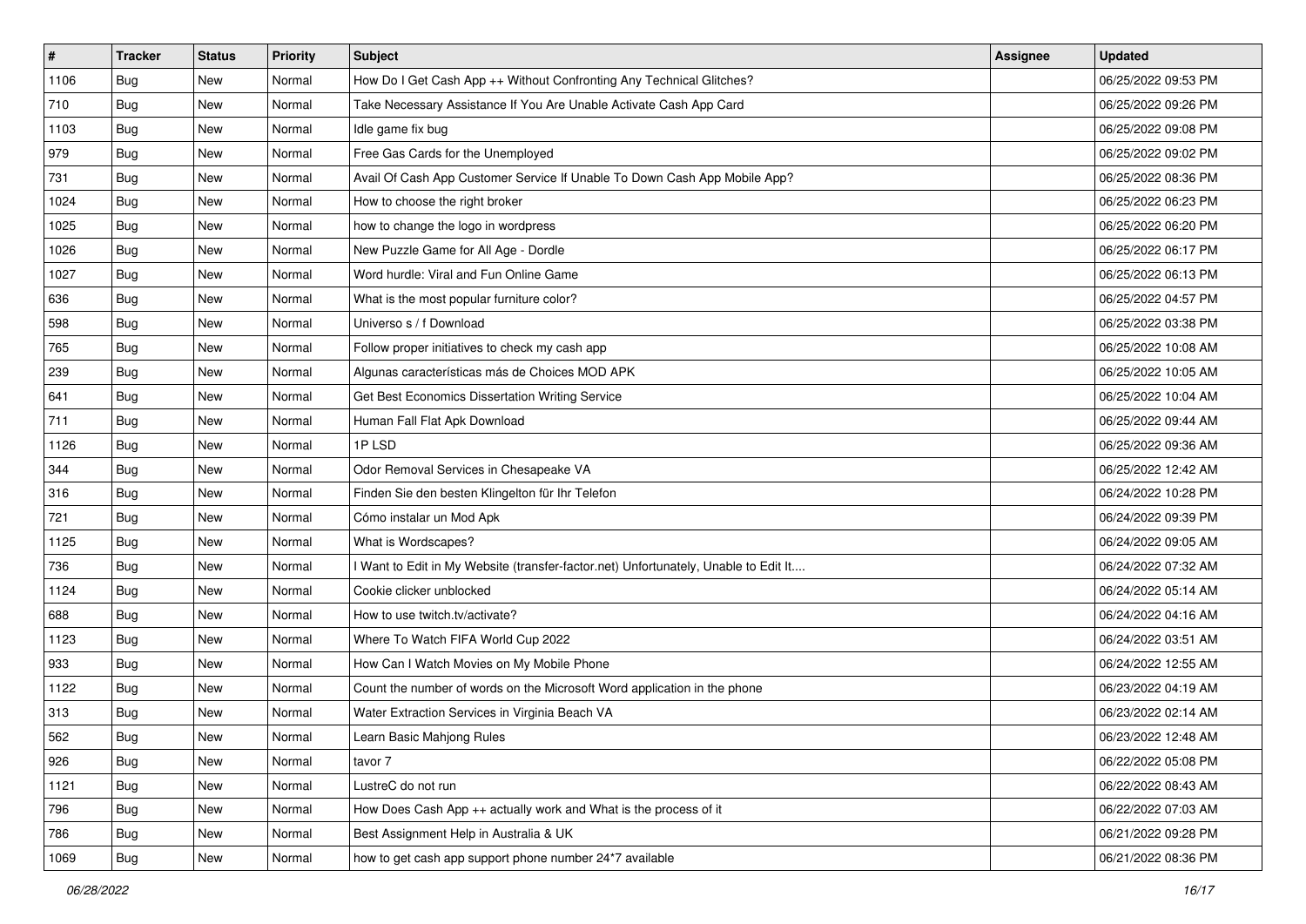| # | Tracker | Status | Priority | Subject | Assignee | Updated |
|---|---|---|---|---|---|---|
| 1106 | Bug | New | Normal | How Do I Get Cash App ++ Without Confronting Any Technical Glitches? | | 06/25/2022 09:53 PM |
| 710 | Bug | New | Normal | Take Necessary Assistance If You Are Unable Activate Cash App Card | | 06/25/2022 09:26 PM |
| 1103 | Bug | New | Normal | Idle game fix bug | | 06/25/2022 09:08 PM |
| 979 | Bug | New | Normal | Free Gas Cards for the Unemployed | | 06/25/2022 09:02 PM |
| 731 | Bug | New | Normal | Avail Of Cash App Customer Service If Unable To Down Cash App Mobile App? | | 06/25/2022 08:36 PM |
| 1024 | Bug | New | Normal | How to choose the right broker | | 06/25/2022 06:23 PM |
| 1025 | Bug | New | Normal | how to change the logo in wordpress | | 06/25/2022 06:20 PM |
| 1026 | Bug | New | Normal | New Puzzle Game for All Age - Dordle | | 06/25/2022 06:17 PM |
| 1027 | Bug | New | Normal | Word hurdle: Viral and Fun Online Game | | 06/25/2022 06:13 PM |
| 636 | Bug | New | Normal | What is the most popular furniture color? | | 06/25/2022 04:57 PM |
| 598 | Bug | New | Normal | Universo s / f Download | | 06/25/2022 03:38 PM |
| 765 | Bug | New | Normal | Follow proper initiatives to check my cash app | | 06/25/2022 10:08 AM |
| 239 | Bug | New | Normal | Algunas características más de Choices MOD APK | | 06/25/2022 10:05 AM |
| 641 | Bug | New | Normal | Get Best Economics Dissertation Writing Service | | 06/25/2022 10:04 AM |
| 711 | Bug | New | Normal | Human Fall Flat Apk Download | | 06/25/2022 09:44 AM |
| 1126 | Bug | New | Normal | 1P LSD | | 06/25/2022 09:36 AM |
| 344 | Bug | New | Normal | Odor Removal Services in Chesapeake VA | | 06/25/2022 12:42 AM |
| 316 | Bug | New | Normal | Finden Sie den besten Klingelton für Ihr Telefon | | 06/24/2022 10:28 PM |
| 721 | Bug | New | Normal | Cómo instalar un Mod Apk | | 06/24/2022 09:39 PM |
| 1125 | Bug | New | Normal | What is Wordscapes? | | 06/24/2022 09:05 AM |
| 736 | Bug | New | Normal | I Want to Edit in My Website (transfer-factor.net) Unfortunately, Unable to Edit It.... | | 06/24/2022 07:32 AM |
| 1124 | Bug | New | Normal | Cookie clicker unblocked | | 06/24/2022 05:14 AM |
| 688 | Bug | New | Normal | How to use twitch.tv/activate? | | 06/24/2022 04:16 AM |
| 1123 | Bug | New | Normal | Where To Watch FIFA World Cup 2022 | | 06/24/2022 03:51 AM |
| 933 | Bug | New | Normal | How Can I Watch Movies on My Mobile Phone | | 06/24/2022 12:55 AM |
| 1122 | Bug | New | Normal | Count the number of words on the Microsoft Word application in the phone | | 06/23/2022 04:19 AM |
| 313 | Bug | New | Normal | Water Extraction Services in Virginia Beach VA | | 06/23/2022 02:14 AM |
| 562 | Bug | New | Normal | Learn Basic Mahjong Rules | | 06/23/2022 12:48 AM |
| 926 | Bug | New | Normal | tavor 7 | | 06/22/2022 05:08 PM |
| 1121 | Bug | New | Normal | LustreC do not run | | 06/22/2022 08:43 AM |
| 796 | Bug | New | Normal | How Does Cash App ++ actually work and What is the process of it | | 06/22/2022 07:03 AM |
| 786 | Bug | New | Normal | Best Assignment Help in Australia & UK | | 06/21/2022 09:28 PM |
| 1069 | Bug | New | Normal | how to get cash app support phone number 24*7 available | | 06/21/2022 08:36 PM |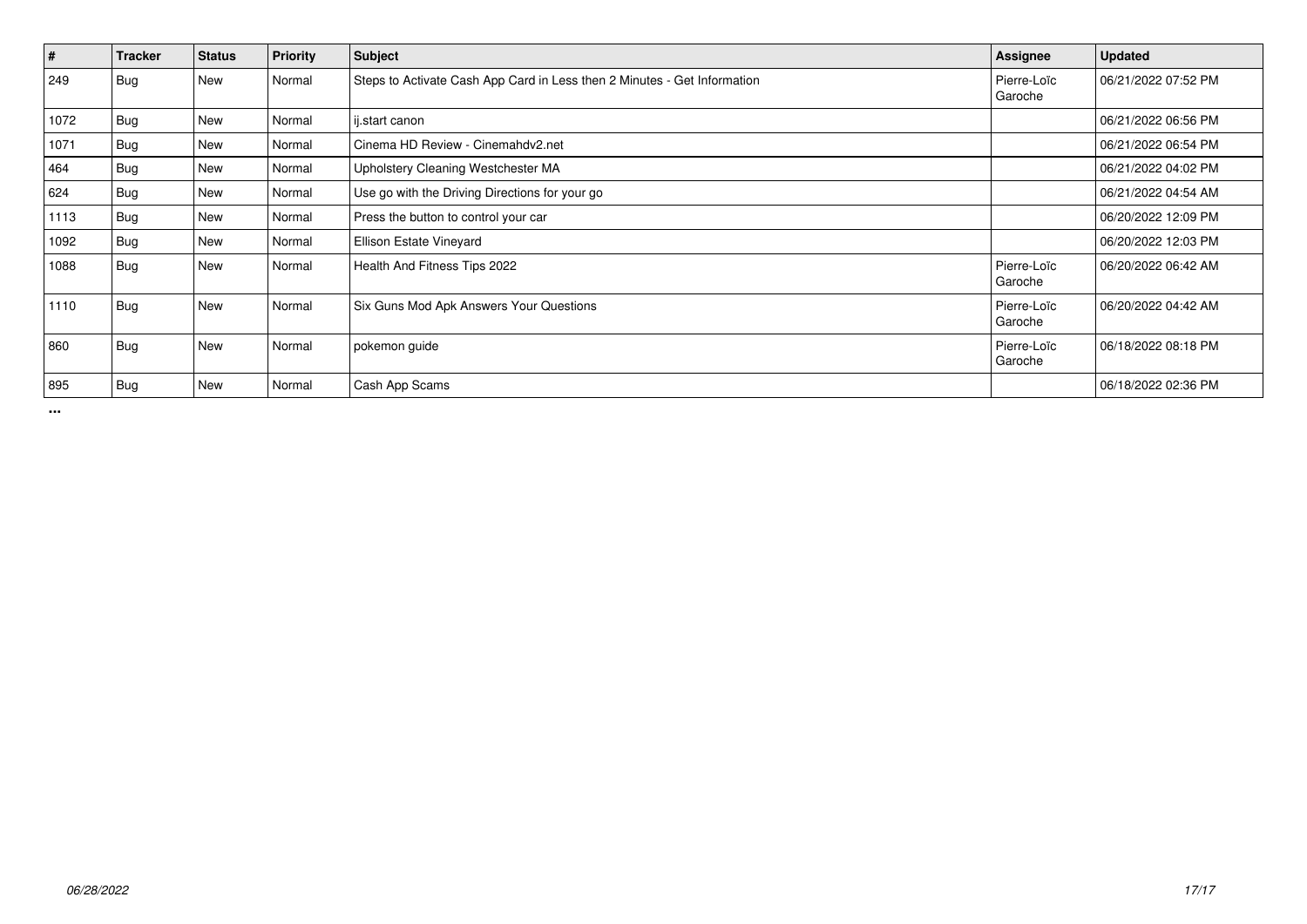| # | Tracker | Status | Priority | Subject | Assignee | Updated |
|---|---|---|---|---|---|---|
| 249 | Bug | New | Normal | Steps to Activate Cash App Card in Less then 2 Minutes - Get Information | Pierre-Loïc Garoche | 06/21/2022 07:52 PM |
| 1072 | Bug | New | Normal | ij.start canon | | 06/21/2022 06:56 PM |
| 1071 | Bug | New | Normal | Cinema HD Review - Cinemahdv2.net | | 06/21/2022 06:54 PM |
| 464 | Bug | New | Normal | Upholstery Cleaning Westchester MA | | 06/21/2022 04:02 PM |
| 624 | Bug | New | Normal | Use go with the Driving Directions for your go | | 06/21/2022 04:54 AM |
| 1113 | Bug | New | Normal | Press the button to control your car | | 06/20/2022 12:09 PM |
| 1092 | Bug | New | Normal | Ellison Estate Vineyard | | 06/20/2022 12:03 PM |
| 1088 | Bug | New | Normal | Health And Fitness Tips 2022 | Pierre-Loïc Garoche | 06/20/2022 06:42 AM |
| 1110 | Bug | New | Normal | Six Guns Mod Apk Answers Your Questions | Pierre-Loïc Garoche | 06/20/2022 04:42 AM |
| 860 | Bug | New | Normal | pokemon guide | Pierre-Loïc Garoche | 06/18/2022 08:18 PM |
| 895 | Bug | New | Normal | Cash App Scams | | 06/18/2022 02:36 PM |

...